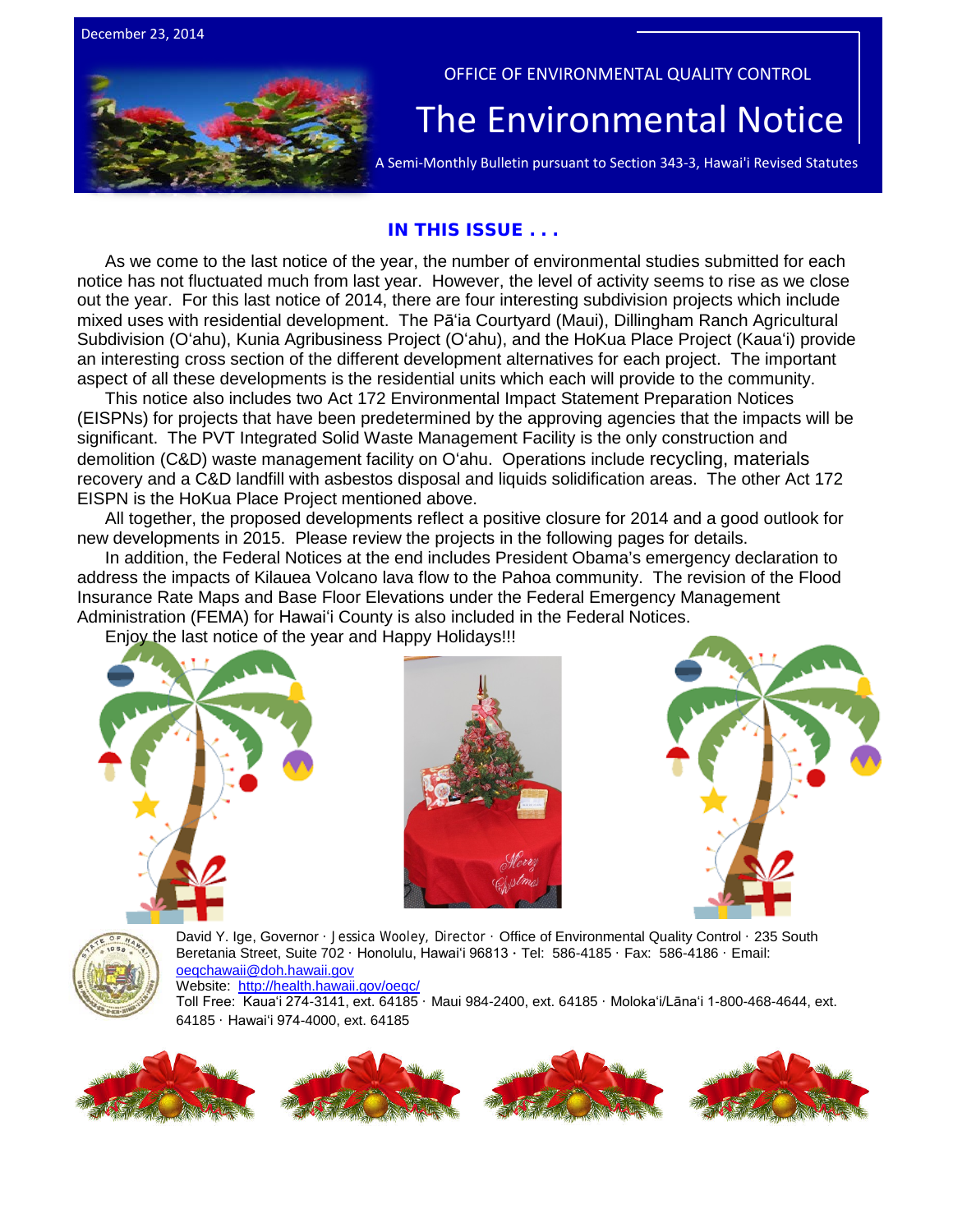December 23, 2014

OFFICE OF ENVIRONMENTAL QUALITY CONTROL

# The Environmental Notice

A Semi-Monthly Bulletin pursuant to Section 343-3, Hawai'i Revised Statutes

## IN THIS ISSUE . . .

As we come to the last notice of the year, the number of environmental studies submitted for each notice has not fluctuated much from last year. However, the level of activity seems to rise as we close out the year. For this last notice of 2014, there are four interesting subdivision projects which include mixed uses with residential development. The Pāʻia Courtyard (Maui), Dillingham Ranch Agricultural Subdivision (Oʻahu), Kunia Agribusiness Project (Oʻahu), and the HoKua Place Project (Kauaʻi) provide an interesting cross section of the different development alternatives for each project. The important aspect of all these developments is the residential units which each will provide to the community.

This notice also includes two Act 172 Environmental Impact Statement Preparation Notices (EISPNs) for projects that have been predetermined by the approving agencies that the impacts will be significant. The PVT Integrated Solid Waste Management Facility is the only construction and demolition (C&D) waste management facility on Oʻahu. Operations include recycling, materials recovery and a C&D landfill with asbestos disposal and liquids solidification areas. The other Act 172 EISPN is the HoKua Place Project mentioned above.

All together, the proposed developments reflect a positive closure for 2014 and a good outlook for new developments in 2015. Please review the projects in the following pages for details.

In addition, the Federal Notices at the end includes President Obama's emergency declaration to address the impacts of Kilauea Volcano lava flow to the Pahoa community. The revision of the Flood Insurance Rate Maps and Base Floor Elevations under the Federal Emergency Management Administration (FEMA) for Hawaiʻi County is also included in the Federal Notices.

Enjoy the last notice of the year and Happy Holidays!!!

David Y. Ige, Governor · Jessica Wooley, Director · Office of Environmental Quality Control · 235 South Beretania Street, Suite 702 · Honolulu, Hawaiʻi 96813 · Tel: 586-4185 · Fax: 586-4186 · Email: oeqchawaii@doh.hawaii.gov
Website: http://health.hawaii.gov/oeqc/
Toll Free: Kauaʻi 274-3141, ext. 64185 · Maui 984-2400, ext. 64185 · Molokaʻi/Lānaʻi 1-800-468-4644, ext. 64185 · Hawaiʻi 974-4000, ext. 64185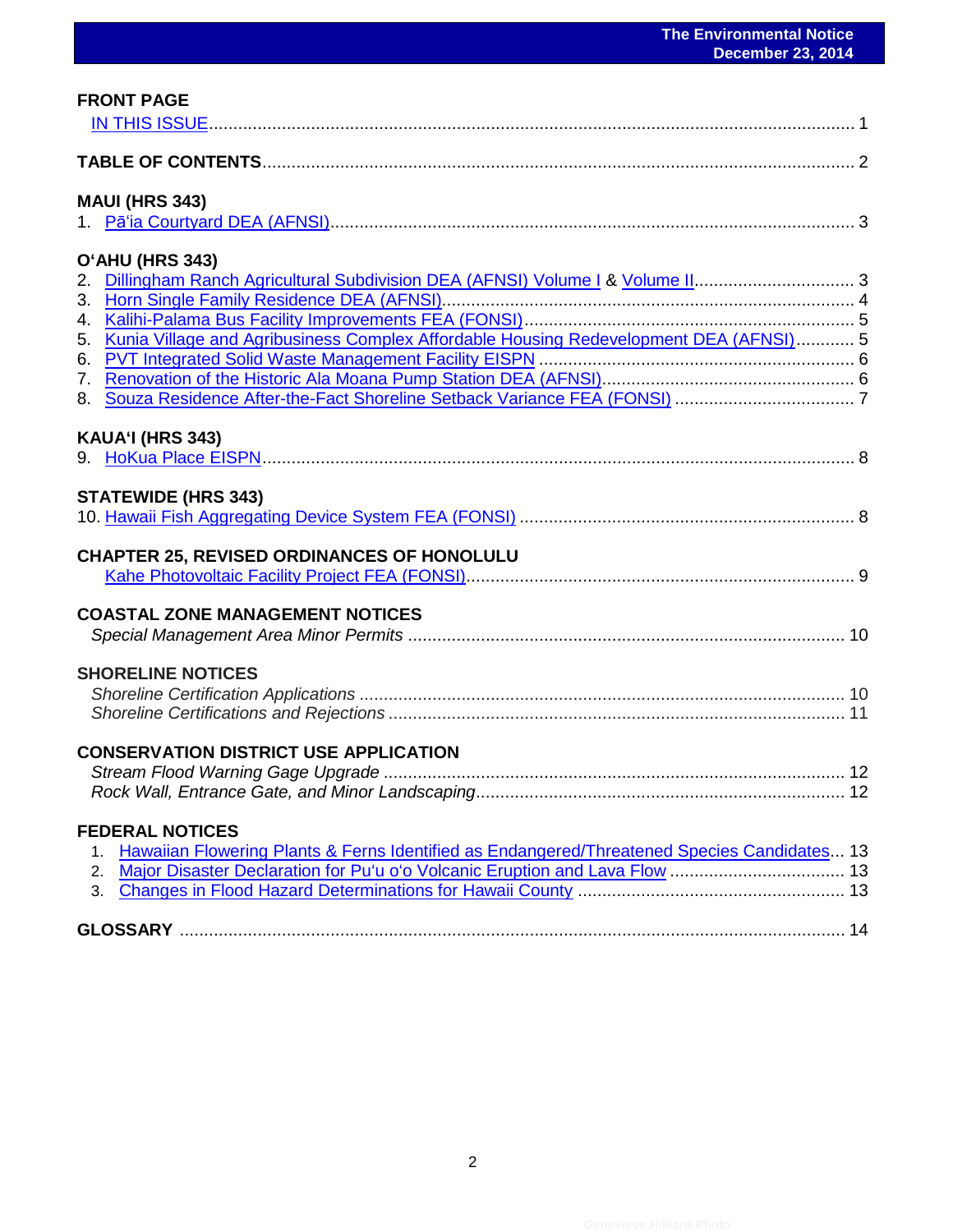## FRONT PAGE

IN THIS ISSUE ..... 1

## TABLE OF CONTENTS ..... 2

## MAUI (HRS 343)

1. Pāʻia Courtyard DEA (AFNSI) ..... 3

## OʻAHU (HRS 343)

2. Dillingham Ranch Agricultural Subdivision DEA (AFNSI) Volume I & Volume II ..... 3
3. Horn Single Family Residence DEA (AFNSI) ..... 4
4. Kalihi-Palama Bus Facility Improvements FEA (FONSI) ..... 5
5. Kunia Village and Agribusiness Complex Affordable Housing Redevelopment DEA (AFNSI) ..... 5
6. PVT Integrated Solid Waste Management Facility EISPN ..... 6
7. Renovation of the Historic Ala Moana Pump Station DEA (AFNSI) ..... 6
8. Souza Residence After-the-Fact Shoreline Setback Variance FEA (FONSI) ..... 7

## KAUAʻI (HRS 343)

9. HoKua Place EISPN ..... 8

## STATEWIDE (HRS 343)

10. Hawaii Fish Aggregating Device System FEA (FONSI) ..... 8

## CHAPTER 25, REVISED ORDINANCES OF HONOLULU

Kahe Photovoltaic Facility Project FEA (FONSI) ..... 9

## COASTAL ZONE MANAGEMENT NOTICES

*Special Management Area Minor Permits* ..... 10

## SHORELINE NOTICES

*Shoreline Certification Applications* ..... 10
*Shoreline Certifications and Rejections* ..... 11

## CONSERVATION DISTRICT USE APPLICATION

*Stream Flood Warning Gage Upgrade* ..... 12
*Rock Wall, Entrance Gate, and Minor Landscaping* ..... 12

## FEDERAL NOTICES

1. Hawaiian Flowering Plants & Ferns Identified as Endangered/Threatened Species Candidates ..... 13
2. Major Disaster Declaration for Puʻu oʻo Volcanic Eruption and Lava Flow ..... 13
3. Changes in Flood Hazard Determinations for Hawaii County ..... 13

## GLOSSARY ..... 14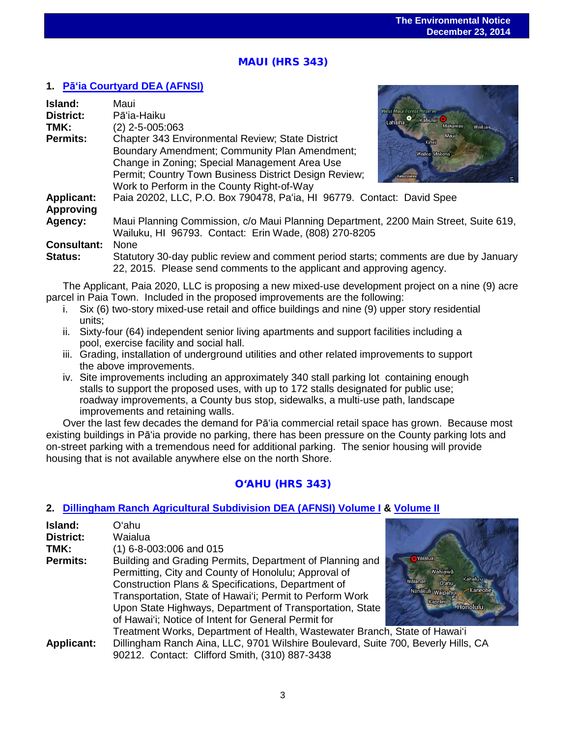## MAUI (HRS 343)

### 1. Pāʻia Courtyard DEA (AFNSI)

**Island:** Maui
**District:** Pāʻia-Haiku
**TMK:** (2) 2-5-005:063
**Permits:** Chapter 343 Environmental Review; State District Boundary Amendment; Community Plan Amendment; Change in Zoning; Special Management Area Use Permit; Country Town Business District Design Review; Work to Perform in the County Right-of-Way
**Applicant:** Paia 20202, LLC, P.O. Box 790478, Paʻia, HI 96779. Contact: David Spee
**Approving Agency:** Maui Planning Commission, c/o Maui Planning Department, 2200 Main Street, Suite 619, Wailuku, HI 96793. Contact: Erin Wade, (808) 270-8205
**Consultant:** None
**Status:** Statutory 30-day public review and comment period starts; comments are due by January 22, 2015. Please send comments to the applicant and approving agency.

The Applicant, Paia 2020, LLC is proposing a new mixed-use development project on a nine (9) acre parcel in Paia Town. Included in the proposed improvements are the following:

i. Six (6) two-story mixed-use retail and office buildings and nine (9) upper story residential units;
ii. Sixty-four (64) independent senior living apartments and support facilities including a pool, exercise facility and social hall.
iii. Grading, installation of underground utilities and other related improvements to support the above improvements.
iv. Site improvements including an approximately 340 stall parking lot containing enough stalls to support the proposed uses, with up to 172 stalls designated for public use; roadway improvements, a County bus stop, sidewalks, a multi-use path, landscape improvements and retaining walls.

Over the last few decades the demand for Pāʻia commercial retail space has grown. Because most existing buildings in Pāʻia provide no parking, there has been pressure on the County parking lots and on-street parking with a tremendous need for additional parking. The senior housing will provide housing that is not available anywhere else on the north Shore.

## OʻAHU (HRS 343)

### 2. Dillingham Ranch Agricultural Subdivision DEA (AFNSI) Volume I & Volume II

**Island:** Oʻahu
**District:** Waialua
**TMK:** (1) 6-8-003:006 and 015
**Permits:** Building and Grading Permits, Department of Planning and Permitting, City and County of Honolulu; Approval of Construction Plans & Specifications, Department of Transportation, State of Hawaiʻi; Permit to Perform Work Upon State Highways, Department of Transportation, State of Hawaiʻi; Notice of Intent for General Permit for Treatment Works, Department of Health, Wastewater Branch, State of Hawaiʻi
**Applicant:** Dillingham Ranch Aina, LLC, 9701 Wilshire Boulevard, Suite 700, Beverly Hills, CA 90212. Contact: Clifford Smith, (310) 887-3438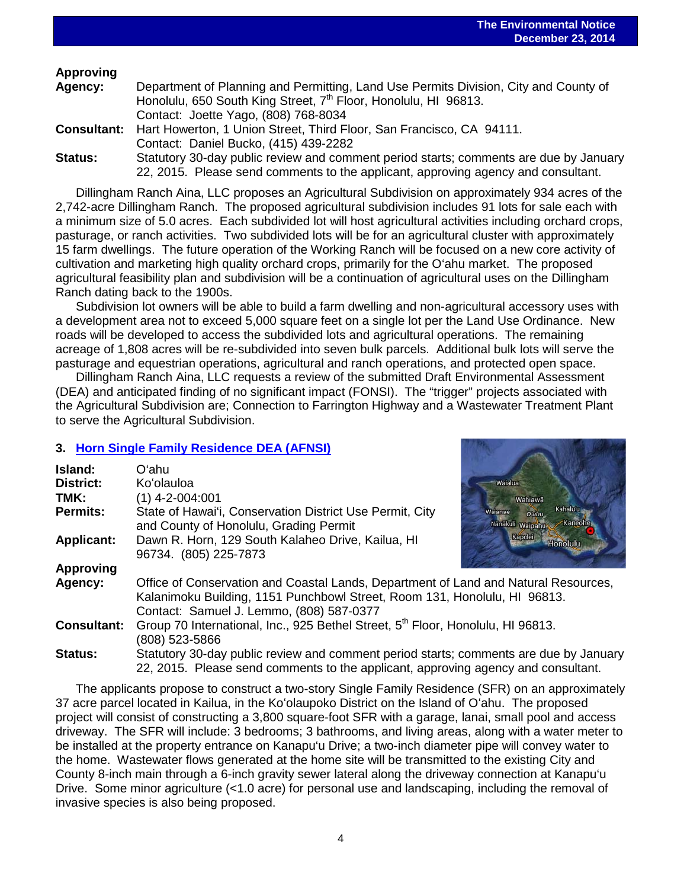**Approving Agency:** Department of Planning and Permitting, Land Use Permits Division, City and County of Honolulu, 650 South King Street, 7th Floor, Honolulu, HI 96813. Contact: Joette Yago, (808) 768-8034

**Consultant:** Hart Howerton, 1 Union Street, Third Floor, San Francisco, CA 94111. Contact: Daniel Bucko, (415) 439-2282

**Status:** Statutory 30-day public review and comment period starts; comments are due by January 22, 2015. Please send comments to the applicant, approving agency and consultant.

Dillingham Ranch Aina, LLC proposes an Agricultural Subdivision on approximately 934 acres of the 2,742-acre Dillingham Ranch. The proposed agricultural subdivision includes 91 lots for sale each with a minimum size of 5.0 acres. Each subdivided lot will host agricultural activities including orchard crops, pasturage, or ranch activities. Two subdivided lots will be for an agricultural cluster with approximately 15 farm dwellings. The future operation of the Working Ranch will be focused on a new core activity of cultivation and marketing high quality orchard crops, primarily for the Oʻahu market. The proposed agricultural feasibility plan and subdivision will be a continuation of agricultural uses on the Dillingham Ranch dating back to the 1900s.

Subdivision lot owners will be able to build a farm dwelling and non-agricultural accessory uses with a development area not to exceed 5,000 square feet on a single lot per the Land Use Ordinance. New roads will be developed to access the subdivided lots and agricultural operations. The remaining acreage of 1,808 acres will be re-subdivided into seven bulk parcels. Additional bulk lots will serve the pasturage and equestrian operations, agricultural and ranch operations, and protected open space.

Dillingham Ranch Aina, LLC requests a review of the submitted Draft Environmental Assessment (DEA) and anticipated finding of no significant impact (FONSI). The "trigger" projects associated with the Agricultural Subdivision are; Connection to Farrington Highway and a Wastewater Treatment Plant to serve the Agricultural Subdivision.

## 3. Horn Single Family Residence DEA (AFNSI)

**Island:** Oʻahu

**District:** Koʻolauloa

**TMK:** (1) 4-2-004:001

**Permits:** State of Hawaiʻi, Conservation District Use Permit, City and County of Honolulu, Grading Permit

**Applicant:** Dawn R. Horn, 129 South Kalaheo Drive, Kailua, HI 96734. (805) 225-7873

**Approving Agency:** Office of Conservation and Coastal Lands, Department of Land and Natural Resources, Kalanimoku Building, 1151 Punchbowl Street, Room 131, Honolulu, HI 96813. Contact: Samuel J. Lemmo, (808) 587-0377

**Consultant:** Group 70 International, Inc., 925 Bethel Street, 5th Floor, Honolulu, HI 96813. (808) 523-5866

**Status:** Statutory 30-day public review and comment period starts; comments are due by January 22, 2015. Please send comments to the applicant, approving agency and consultant.

The applicants propose to construct a two-story Single Family Residence (SFR) on an approximately 37 acre parcel located in Kailua, in the Koʻolaupoko District on the Island of Oʻahu. The proposed project will consist of constructing a 3,800 square-foot SFR with a garage, lanai, small pool and access driveway. The SFR will include: 3 bedrooms; 3 bathrooms, and living areas, along with a water meter to be installed at the property entrance on Kanapuʻu Drive; a two-inch diameter pipe will convey water to the home. Wastewater flows generated at the home site will be transmitted to the existing City and County 8-inch main through a 6-inch gravity sewer lateral along the driveway connection at Kanapuʻu Drive. Some minor agriculture (<1.0 acre) for personal use and landscaping, including the removal of invasive species is also being proposed.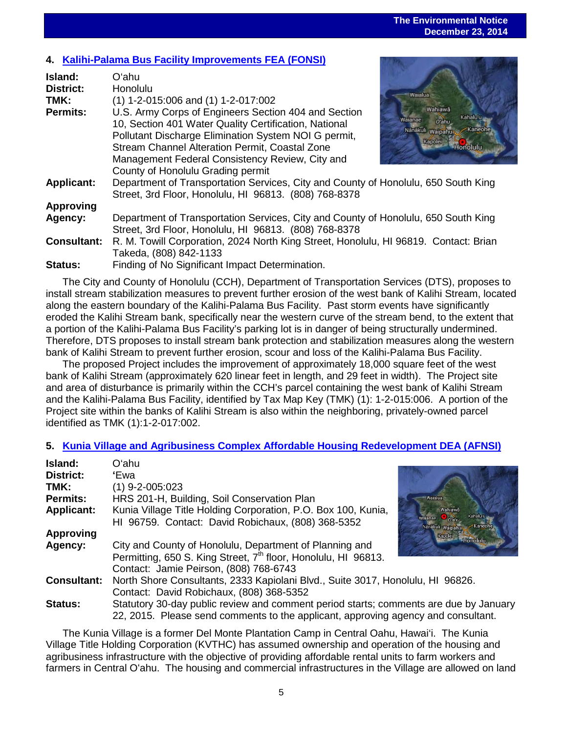## 4. Kalihi-Palama Bus Facility Improvements FEA (FONSI)

**Island:** Oʻahu
**District:** Honolulu
**TMK:** (1) 1-2-015:006 and (1) 1-2-017:002
**Permits:** U.S. Army Corps of Engineers Section 404 and Section 10, Section 401 Water Quality Certification, National Pollutant Discharge Elimination System NOI G permit, Stream Channel Alteration Permit, Coastal Zone Management Federal Consistency Review, City and County of Honolulu Grading permit
**Applicant:** Department of Transportation Services, City and County of Honolulu, 650 South King Street, 3rd Floor, Honolulu, HI 96813. (808) 768-8378
**Approving Agency:** Department of Transportation Services, City and County of Honolulu, 650 South King Street, 3rd Floor, Honolulu, HI 96813. (808) 768-8378
**Consultant:** R. M. Towill Corporation, 2024 North King Street, Honolulu, HI 96819. Contact: Brian Takeda, (808) 842-1133
**Status:** Finding of No Significant Impact Determination.

The City and County of Honolulu (CCH), Department of Transportation Services (DTS), proposes to install stream stabilization measures to prevent further erosion of the west bank of Kalihi Stream, located along the eastern boundary of the Kalihi-Palama Bus Facility. Past storm events have significantly eroded the Kalihi Stream bank, specifically near the western curve of the stream bend, to the extent that a portion of the Kalihi-Palama Bus Facility's parking lot is in danger of being structurally undermined. Therefore, DTS proposes to install stream bank protection and stabilization measures along the western bank of Kalihi Stream to prevent further erosion, scour and loss of the Kalihi-Palama Bus Facility.

The proposed Project includes the improvement of approximately 18,000 square feet of the west bank of Kalihi Stream (approximately 620 linear feet in length, and 29 feet in width). The Project site and area of disturbance is primarily within the CCH's parcel containing the west bank of Kalihi Stream and the Kalihi-Palama Bus Facility, identified by Tax Map Key (TMK) (1): 1-2-015:006. A portion of the Project site within the banks of Kalihi Stream is also within the neighboring, privately-owned parcel identified as TMK (1):1-2-017:002.

## 5. Kunia Village and Agribusiness Complex Affordable Housing Redevelopment DEA (AFNSI)

**Island:** Oʻahu
**District:** ʻEwa
**TMK:** (1) 9-2-005:023
**Permits:** HRS 201-H, Building, Soil Conservation Plan
**Applicant:** Kunia Village Title Holding Corporation, P.O. Box 100, Kunia, HI 96759. Contact: David Robichaux, (808) 368-5352
**Approving Agency:** City and County of Honolulu, Department of Planning and Permitting, 650 S. King Street, 7th floor, Honolulu, HI 96813. Contact: Jamie Peirson, (808) 768-6743
**Consultant:** North Shore Consultants, 2333 Kapiolani Blvd., Suite 3017, Honolulu, HI 96826. Contact: David Robichaux, (808) 368-5352
**Status:** Statutory 30-day public review and comment period starts; comments are due by January 22, 2015. Please send comments to the applicant, approving agency and consultant.

The Kunia Village is a former Del Monte Plantation Camp in Central Oahu, Hawaiʻi. The Kunia Village Title Holding Corporation (KVTHC) has assumed ownership and operation of the housing and agribusiness infrastructure with the objective of providing affordable rental units to farm workers and farmers in Central Oʻahu. The housing and commercial infrastructures in the Village are allowed on land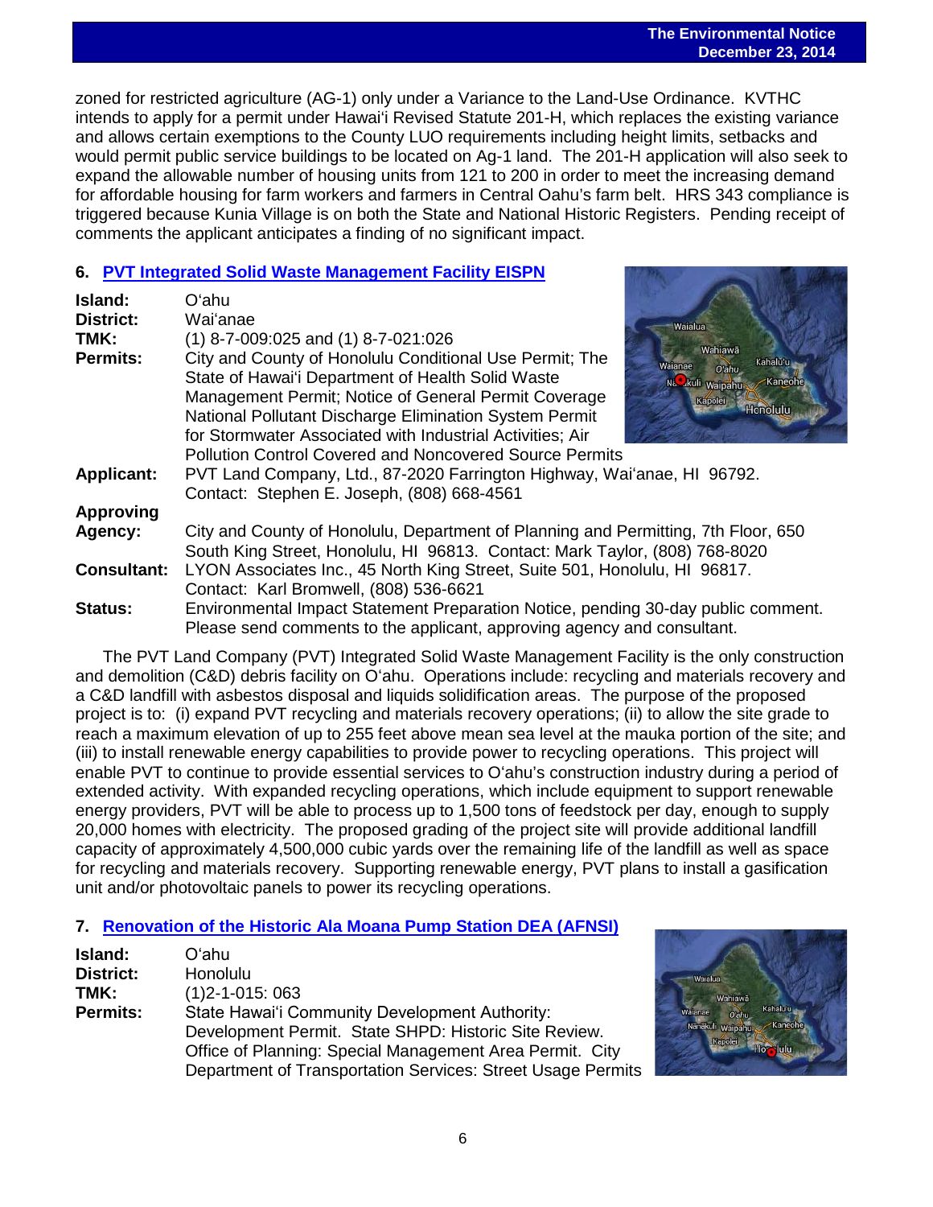zoned for restricted agriculture (AG-1) only under a Variance to the Land-Use Ordinance. KVTHC intends to apply for a permit under Hawaiʻi Revised Statute 201-H, which replaces the existing variance and allows certain exemptions to the County LUO requirements including height limits, setbacks and would permit public service buildings to be located on Ag-1 land. The 201-H application will also seek to expand the allowable number of housing units from 121 to 200 in order to meet the increasing demand for affordable housing for farm workers and farmers in Central Oahu's farm belt. HRS 343 compliance is triggered because Kunia Village is on both the State and National Historic Registers. Pending receipt of comments the applicant anticipates a finding of no significant impact.

## 6. PVT Integrated Solid Waste Management Facility EISPN

**Island:** Oʻahu
**District:** Waiʻanae
**TMK:** (1) 8-7-009:025 and (1) 8-7-021:026
**Permits:** City and County of Honolulu Conditional Use Permit; The State of Hawaiʻi Department of Health Solid Waste Management Permit; Notice of General Permit Coverage National Pollutant Discharge Elimination System Permit for Stormwater Associated with Industrial Activities; Air Pollution Control Covered and Noncovered Source Permits
**Applicant:** PVT Land Company, Ltd., 87-2020 Farrington Highway, Waiʻanae, HI 96792. Contact: Stephen E. Joseph, (808) 668-4561
**Approving Agency:** City and County of Honolulu, Department of Planning and Permitting, 7th Floor, 650 South King Street, Honolulu, HI 96813. Contact: Mark Taylor, (808) 768-8020
**Consultant:** LYON Associates Inc., 45 North King Street, Suite 501, Honolulu, HI 96817. Contact: Karl Bromwell, (808) 536-6621
**Status:** Environmental Impact Statement Preparation Notice, pending 30-day public comment. Please send comments to the applicant, approving agency and consultant.

The PVT Land Company (PVT) Integrated Solid Waste Management Facility is the only construction and demolition (C&D) debris facility on Oʻahu. Operations include: recycling and materials recovery and a C&D landfill with asbestos disposal and liquids solidification areas. The purpose of the proposed project is to: (i) expand PVT recycling and materials recovery operations; (ii) to allow the site grade to reach a maximum elevation of up to 255 feet above mean sea level at the mauka portion of the site; and (iii) to install renewable energy capabilities to provide power to recycling operations. This project will enable PVT to continue to provide essential services to Oʻahu's construction industry during a period of extended activity. With expanded recycling operations, which include equipment to support renewable energy providers, PVT will be able to process up to 1,500 tons of feedstock per day, enough to supply 20,000 homes with electricity. The proposed grading of the project site will provide additional landfill capacity of approximately 4,500,000 cubic yards over the remaining life of the landfill as well as space for recycling and materials recovery. Supporting renewable energy, PVT plans to install a gasification unit and/or photovoltaic panels to power its recycling operations.

## 7. Renovation of the Historic Ala Moana Pump Station DEA (AFNSI)

**Island:** Oʻahu
**District:** Honolulu
**TMK:** (1)2-1-015: 063
**Permits:** State Hawaiʻi Community Development Authority: Development Permit. State SHPD: Historic Site Review. Office of Planning: Special Management Area Permit. City Department of Transportation Services: Street Usage Permits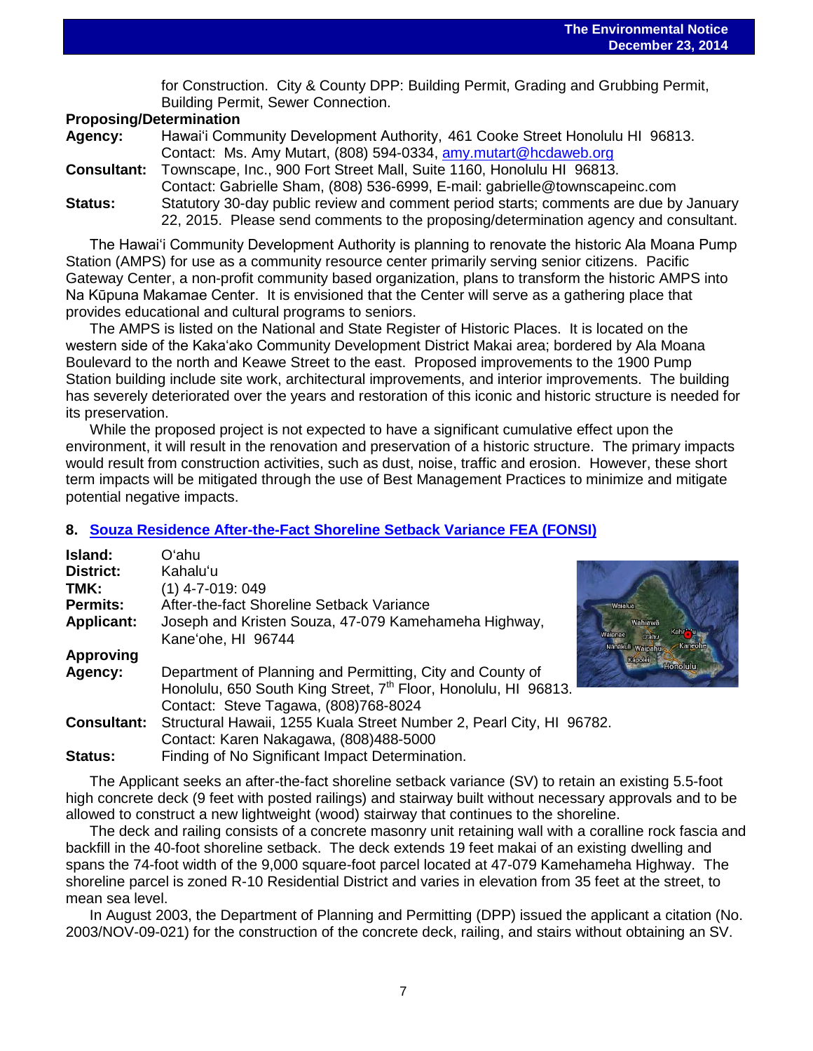for Construction. City & County DPP: Building Permit, Grading and Grubbing Permit, Building Permit, Sewer Connection.

**Proposing/Determination**

**Agency:** Hawaiʻi Community Development Authority, 461 Cooke Street Honolulu HI 96813. Contact: Ms. Amy Mutart, (808) 594-0334, amy.mutart@hcdaweb.org

**Consultant:** Townscape, Inc., 900 Fort Street Mall, Suite 1160, Honolulu HI 96813. Contact: Gabrielle Sham, (808) 536-6999, E-mail: gabrielle@townscapeinc.com

**Status:** Statutory 30-day public review and comment period starts; comments are due by January 22, 2015. Please send comments to the proposing/determination agency and consultant.

The Hawaiʻi Community Development Authority is planning to renovate the historic Ala Moana Pump Station (AMPS) for use as a community resource center primarily serving senior citizens. Pacific Gateway Center, a non-profit community based organization, plans to transform the historic AMPS into Na Kūpuna Makamae Center. It is envisioned that the Center will serve as a gathering place that provides educational and cultural programs to seniors.

The AMPS is listed on the National and State Register of Historic Places. It is located on the western side of the Kakaʻako Community Development District Makai area; bordered by Ala Moana Boulevard to the north and Keawe Street to the east. Proposed improvements to the 1900 Pump Station building include site work, architectural improvements, and interior improvements. The building has severely deteriorated over the years and restoration of this iconic and historic structure is needed for its preservation.

While the proposed project is not expected to have a significant cumulative effect upon the environment, it will result in the renovation and preservation of a historic structure. The primary impacts would result from construction activities, such as dust, noise, traffic and erosion. However, these short term impacts will be mitigated through the use of Best Management Practices to minimize and mitigate potential negative impacts.

## 8. Souza Residence After-the-Fact Shoreline Setback Variance FEA (FONSI)

**Island:** Oʻahu

**District:** Kahaluʻu

**TMK:** (1) 4-7-019: 049

**Permits:** After-the-fact Shoreline Setback Variance

**Applicant:** Joseph and Kristen Souza, 47-079 Kamehameha Highway, Kaneʻohe, HI 96744

**Approving Agency:** Department of Planning and Permitting, City and County of Honolulu, 650 South King Street, 7th Floor, Honolulu, HI 96813. Contact: Steve Tagawa, (808)768-8024

**Consultant:** Structural Hawaii, 1255 Kuala Street Number 2, Pearl City, HI 96782. Contact: Karen Nakagawa, (808)488-5000

**Status:** Finding of No Significant Impact Determination.

The Applicant seeks an after-the-fact shoreline setback variance (SV) to retain an existing 5.5-foot high concrete deck (9 feet with posted railings) and stairway built without necessary approvals and to be allowed to construct a new lightweight (wood) stairway that continues to the shoreline.

The deck and railing consists of a concrete masonry unit retaining wall with a coralline rock fascia and backfill in the 40-foot shoreline setback. The deck extends 19 feet makai of an existing dwelling and spans the 74-foot width of the 9,000 square-foot parcel located at 47-079 Kamehameha Highway. The shoreline parcel is zoned R-10 Residential District and varies in elevation from 35 feet at the street, to mean sea level.

In August 2003, the Department of Planning and Permitting (DPP) issued the applicant a citation (No. 2003/NOV-09-021) for the construction of the concrete deck, railing, and stairs without obtaining an SV.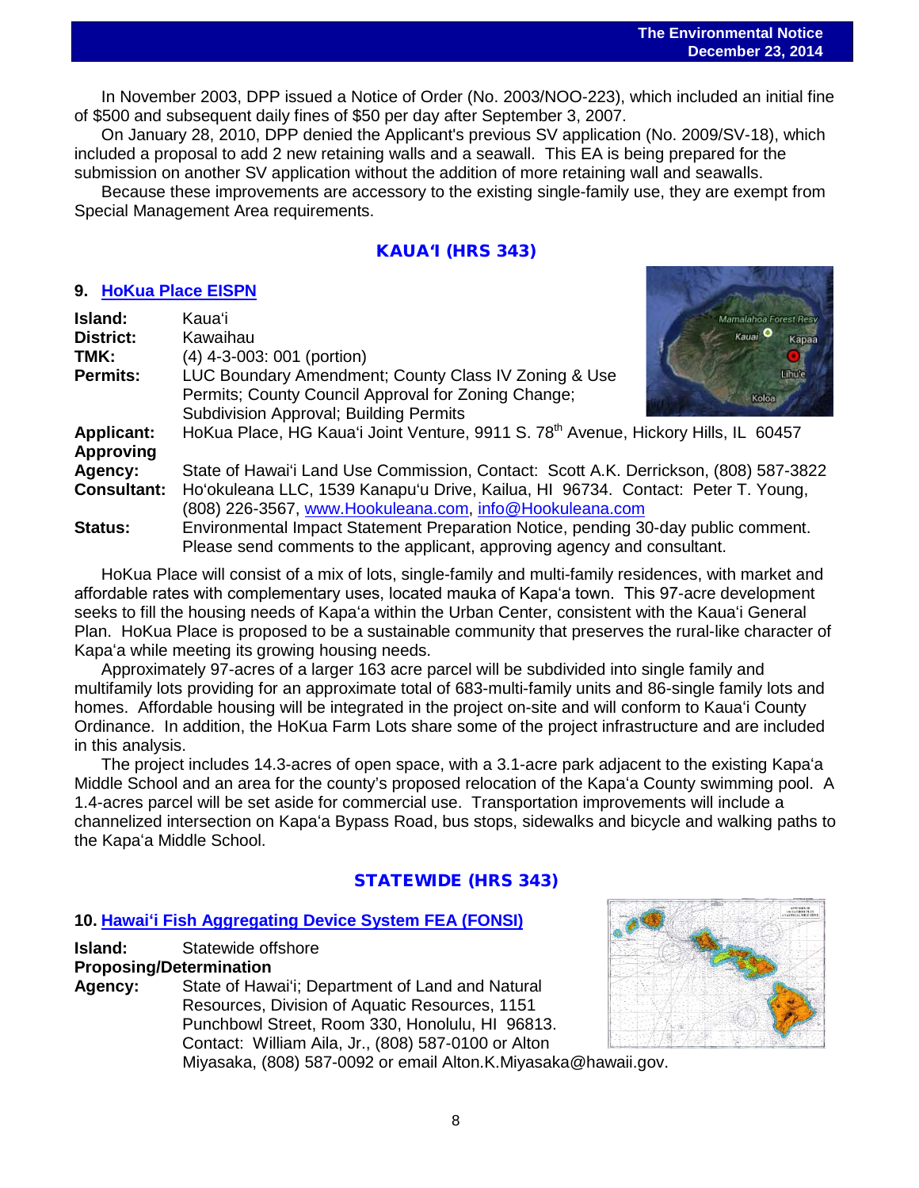In November 2003, DPP issued a Notice of Order (No. 2003/NOO-223), which included an initial fine of $500 and subsequent daily fines of $50 per day after September 3, 2007.

On January 28, 2010, DPP denied the Applicant's previous SV application (No. 2009/SV-18), which included a proposal to add 2 new retaining walls and a seawall. This EA is being prepared for the submission on another SV application without the addition of more retaining wall and seawalls.

Because these improvements are accessory to the existing single-family use, they are exempt from Special Management Area requirements.

## KAUAʻI (HRS 343)

### 9. HoKua Place EISPN

**Island:** Kauaʻi
**District:** Kawaihau
**TMK:** (4) 4-3-003: 001 (portion)
**Permits:** LUC Boundary Amendment; County Class IV Zoning & Use Permits; County Council Approval for Zoning Change; Subdivision Approval; Building Permits
**Applicant:** HoKua Place, HG Kauaʻi Joint Venture, 9911 S. 78th Avenue, Hickory Hills, IL 60457
**Approving Agency:** State of Hawaiʻi Land Use Commission, Contact: Scott A.K. Derrickson, (808) 587-3822
**Consultant:** Hoʻokuleana LLC, 1539 Kanapuʻu Drive, Kailua, HI 96734. Contact: Peter T. Young, (808) 226-3567, www.Hookuleana.com, info@Hookuleana.com
**Status:** Environmental Impact Statement Preparation Notice, pending 30-day public comment. Please send comments to the applicant, approving agency and consultant.

HoKua Place will consist of a mix of lots, single-family and multi-family residences, with market and affordable rates with complementary uses, located mauka of Kapaʻa town. This 97-acre development seeks to fill the housing needs of Kapaʻa within the Urban Center, consistent with the Kauaʻi General Plan. HoKua Place is proposed to be a sustainable community that preserves the rural-like character of Kapaʻa while meeting its growing housing needs.

Approximately 97-acres of a larger 163 acre parcel will be subdivided into single family and multifamily lots providing for an approximate total of 683-multi-family units and 86-single family lots and homes. Affordable housing will be integrated in the project on-site and will conform to Kauaʻi County Ordinance. In addition, the HoKua Farm Lots share some of the project infrastructure and are included in this analysis.

The project includes 14.3-acres of open space, with a 3.1-acre park adjacent to the existing Kapaʻa Middle School and an area for the county's proposed relocation of the Kapaʻa County swimming pool. A 1.4-acres parcel will be set aside for commercial use. Transportation improvements will include a channelized intersection on Kapaʻa Bypass Road, bus stops, sidewalks and bicycle and walking paths to the Kapaʻa Middle School.

## STATEWIDE (HRS 343)

### 10. Hawaiʻi Fish Aggregating Device System FEA (FONSI)

**Island:** Statewide offshore
**Proposing/Determination Agency:** State of Hawaiʻi; Department of Land and Natural Resources, Division of Aquatic Resources, 1151 Punchbowl Street, Room 330, Honolulu, HI 96813. Contact: William Aila, Jr., (808) 587-0100 or Alton Miyasaka, (808) 587-0092 or email Alton.K.Miyasaka@hawaii.gov.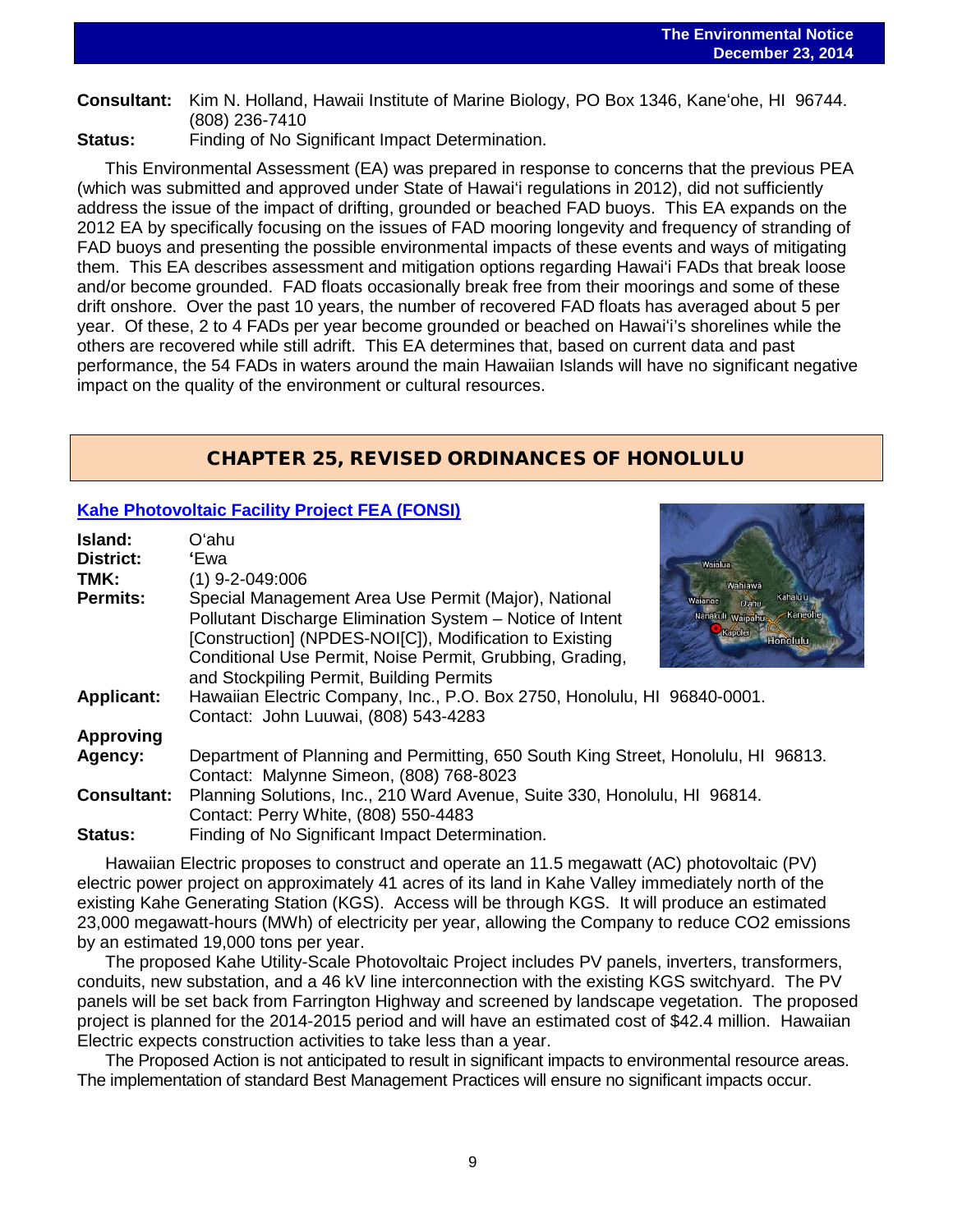**Consultant:** Kim N. Holland, Hawaii Institute of Marine Biology, PO Box 1346, Kaneʻohe, HI 96744. (808) 236-7410

**Status:** Finding of No Significant Impact Determination.

This Environmental Assessment (EA) was prepared in response to concerns that the previous PEA (which was submitted and approved under State of Hawaiʻi regulations in 2012), did not sufficiently address the issue of the impact of drifting, grounded or beached FAD buoys. This EA expands on the 2012 EA by specifically focusing on the issues of FAD mooring longevity and frequency of stranding of FAD buoys and presenting the possible environmental impacts of these events and ways of mitigating them. This EA describes assessment and mitigation options regarding Hawaiʻi FADs that break loose and/or become grounded. FAD floats occasionally break free from their moorings and some of these drift onshore. Over the past 10 years, the number of recovered FAD floats has averaged about 5 per year. Of these, 2 to 4 FADs per year become grounded or beached on Hawaiʻi's shorelines while the others are recovered while still adrift. This EA determines that, based on current data and past performance, the 54 FADs in waters around the main Hawaiian Islands will have no significant negative impact on the quality of the environment or cultural resources.

## CHAPTER 25, REVISED ORDINANCES OF HONOLULU

### Kahe Photovoltaic Facility Project FEA (FONSI)

**Island:** Oʻahu

**District:** ʻEwa

**TMK:** (1) 9-2-049:006

**Permits:** Special Management Area Use Permit (Major), National Pollutant Discharge Elimination System – Notice of Intent [Construction] (NPDES-NOI[C]), Modification to Existing Conditional Use Permit, Noise Permit, Grubbing, Grading, and Stockpiling Permit, Building Permits

**Applicant:** Hawaiian Electric Company, Inc., P.O. Box 2750, Honolulu, HI 96840-0001. Contact: John Luuwai, (808) 543-4283

**Approving Agency:** Department of Planning and Permitting, 650 South King Street, Honolulu, HI 96813. Contact: Malynne Simeon, (808) 768-8023

**Consultant:** Planning Solutions, Inc., 210 Ward Avenue, Suite 330, Honolulu, HI 96814. Contact: Perry White, (808) 550-4483

**Status:** Finding of No Significant Impact Determination.

Hawaiian Electric proposes to construct and operate an 11.5 megawatt (AC) photovoltaic (PV) electric power project on approximately 41 acres of its land in Kahe Valley immediately north of the existing Kahe Generating Station (KGS). Access will be through KGS. It will produce an estimated 23,000 megawatt-hours (MWh) of electricity per year, allowing the Company to reduce $CO_2$ emissions by an estimated 19,000 tons per year.

The proposed Kahe Utility-Scale Photovoltaic Project includes PV panels, inverters, transformers, conduits, new substation, and a 46 kV line interconnection with the existing KGS switchyard. The PV panels will be set back from Farrington Highway and screened by landscape vegetation. The proposed project is planned for the 2014-2015 period and will have an estimated cost of $42.4 million. Hawaiian Electric expects construction activities to take less than a year.

The Proposed Action is not anticipated to result in significant impacts to environmental resource areas. The implementation of standard Best Management Practices will ensure no significant impacts occur.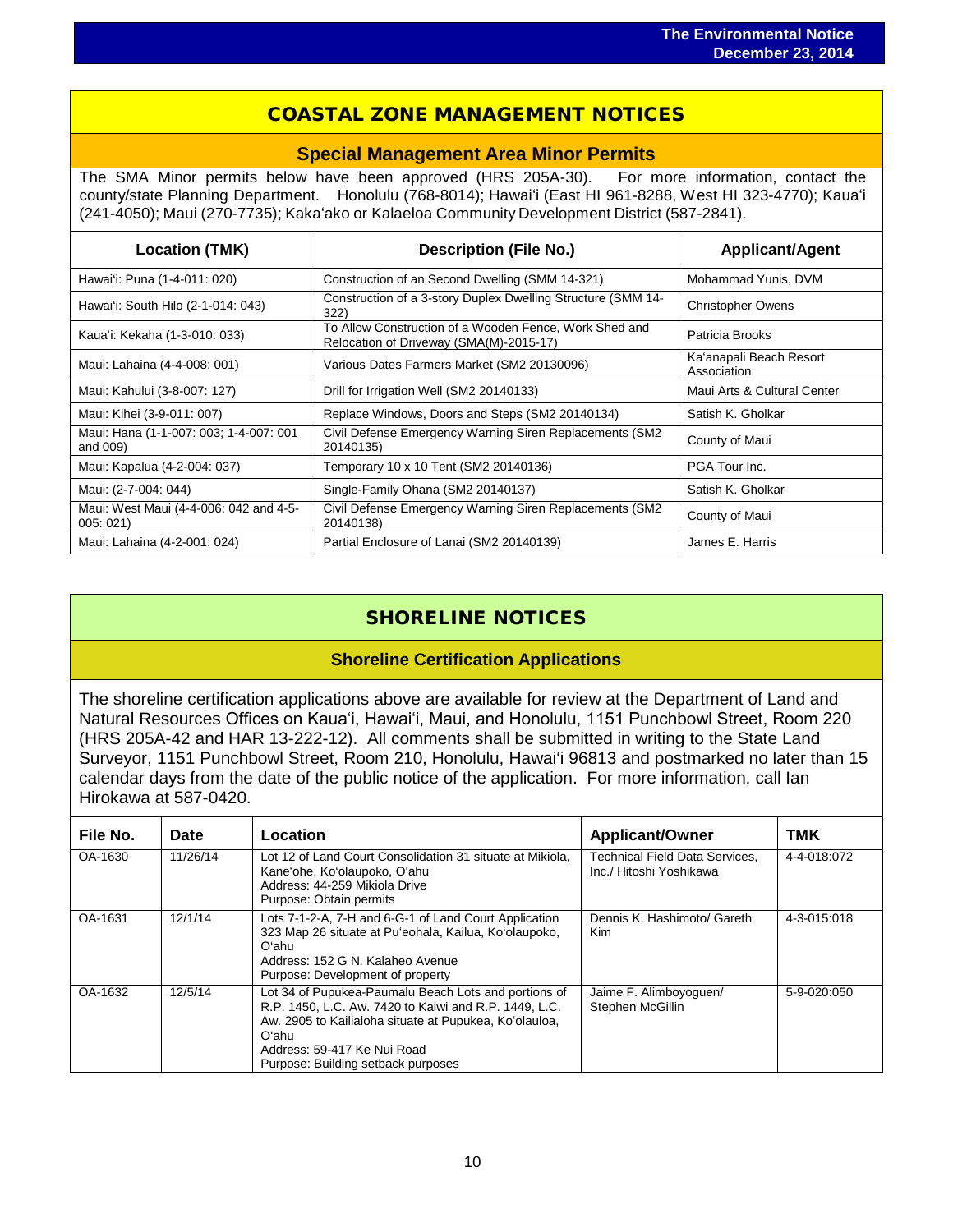## COASTAL ZONE MANAGEMENT NOTICES

### Special Management Area Minor Permits

The SMA Minor permits below have been approved (HRS 205A-30). For more information, contact the county/state Planning Department. Honolulu (768-8014); Hawai'i (East HI 961-8288, West HI 323-4770); Kaua'i (241-4050); Maui (270-7735); Kaka'ako or Kalaeloa Community Development District (587-2841).

| Location (TMK) | Description (File No.) | Applicant/Agent |
|---|---|---|
| Hawai'i: Puna (1-4-011: 020) | Construction of an Second Dwelling (SMM 14-321) | Mohammad Yunis, DVM |
| Hawai'i: South Hilo (2-1-014: 043) | Construction of a 3-story Duplex Dwelling Structure (SMM 14-322) | Christopher Owens |
| Kaua'i: Kekaha (1-3-010: 033) | To Allow Construction of a Wooden Fence, Work Shed and Relocation of Driveway (SMA(M)-2015-17) | Patricia Brooks |
| Maui: Lahaina (4-4-008: 001) | Various Dates Farmers Market (SM2 20130096) | Ka'anapali Beach Resort Association |
| Maui: Kahului (3-8-007: 127) | Drill for Irrigation Well (SM2 20140133) | Maui Arts & Cultural Center |
| Maui: Kihei (3-9-011: 007) | Replace Windows, Doors and Steps (SM2 20140134) | Satish K. Gholkar |
| Maui: Hana (1-1-007: 003; 1-4-007: 001 and 009) | Civil Defense Emergency Warning Siren Replacements (SM2 20140135) | County of Maui |
| Maui: Kapalua (4-2-004: 037) | Temporary 10 x 10 Tent (SM2 20140136) | PGA Tour Inc. |
| Maui: (2-7-004: 044) | Single-Family Ohana (SM2 20140137) | Satish K. Gholkar |
| Maui: West Maui (4-4-006: 042 and 4-5-005: 021) | Civil Defense Emergency Warning Siren Replacements (SM2 20140138) | County of Maui |
| Maui: Lahaina (4-2-001: 024) | Partial Enclosure of Lanai (SM2 20140139) | James E. Harris |

## SHORELINE NOTICES

### Shoreline Certification Applications

The shoreline certification applications above are available for review at the Department of Land and Natural Resources Offices on Kaua'i, Hawai'i, Maui, and Honolulu, 1151 Punchbowl Street, Room 220 (HRS 205A-42 and HAR 13-222-12). All comments shall be submitted in writing to the State Land Surveyor, 1151 Punchbowl Street, Room 210, Honolulu, Hawai'i 96813 and postmarked no later than 15 calendar days from the date of the public notice of the application. For more information, call Ian Hirokawa at 587-0420.

| File No. | Date | Location | Applicant/Owner | TMK |
|---|---|---|---|---|
| OA-1630 | 11/26/14 | Lot 12 of Land Court Consolidation 31 situate at Mikiola, Kane'ohe, Ko'olaupoko, O'ahu<br>Address: 44-259 Mikiola Drive<br>Purpose: Obtain permits | Technical Field Data Services, Inc./ Hitoshi Yoshikawa | 4-4-018:072 |
| OA-1631 | 12/1/14 | Lots 7-1-2-A, 7-H and 6-G-1 of Land Court Application 323 Map 26 situate at Pu'eohala, Kailua, Ko'olaupoko, O'ahu<br>Address: 152 G N. Kalaheo Avenue<br>Purpose: Development of property | Dennis K. Hashimoto/ Gareth Kim | 4-3-015:018 |
| OA-1632 | 12/5/14 | Lot 34 of Pupukea-Paumalu Beach Lots and portions of R.P. 1450, L.C. Aw. 7420 to Kaiwi and R.P. 1449, L.C. Aw. 2905 to Kailialoha situate at Pupukea, Ko'olauloa, O'ahu<br>Address: 59-417 Ke Nui Road<br>Purpose: Building setback purposes | Jaime F. Alimboyoguen/ Stephen McGillin | 5-9-020:050 |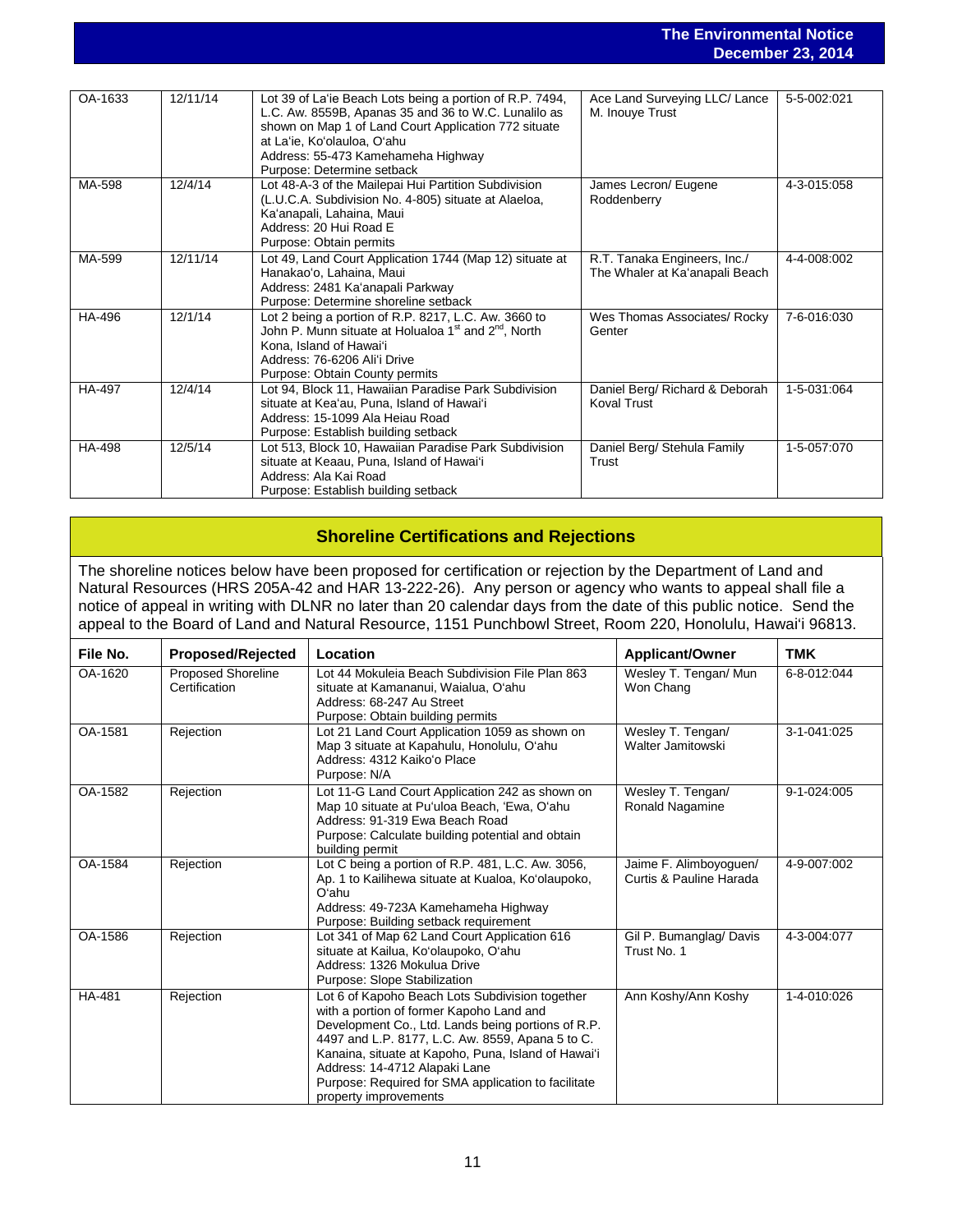| | | | | |
|---|---|---|---|---|
| OA-1633 | 12/11/14 | Lot 39 of La'ie Beach Lots being a portion of R.P. 7494, L.C. Aw. 8559B, Apanas 35 and 36 to W.C. Lunalilo as shown on Map 1 of Land Court Application 772 situate at La'ie, Ko'olauloa, O'ahu<br>Address: 55-473 Kamehameha Highway<br>Purpose: Determine setback | Ace Land Surveying LLC/ Lance M. Inouye Trust | 5-5-002:021 |
| MA-598 | 12/4/14 | Lot 48-A-3 of the Mailepai Hui Partition Subdivision (L.U.C.A. Subdivision No. 4-805) situate at Alaeloa, Ka'anapali, Lahaina, Maui<br>Address: 20 Hui Road E<br>Purpose: Obtain permits | James Lecron/ Eugene Roddenberry | 4-3-015:058 |
| MA-599 | 12/11/14 | Lot 49, Land Court Application 1744 (Map 12) situate at Hanakao'o, Lahaina, Maui<br>Address: 2481 Ka'anapali Parkway<br>Purpose: Determine shoreline setback | R.T. Tanaka Engineers, Inc./ The Whaler at Ka'anapali Beach | 4-4-008:002 |
| HA-496 | 12/1/14 | Lot 2 being a portion of R.P. 8217, L.C. Aw. 3660 to John P. Munn situate at Holualoa 1st and 2nd, North Kona, Island of Hawai'i<br>Address: 76-6206 Ali'i Drive<br>Purpose: Obtain County permits | Wes Thomas Associates/ Rocky Genter | 7-6-016:030 |
| HA-497 | 12/4/14 | Lot 94, Block 11, Hawaiian Paradise Park Subdivision situate at Kea'au, Puna, Island of Hawai'i<br>Address: 15-1099 Ala Heiau Road<br>Purpose: Establish building setback | Daniel Berg/ Richard & Deborah Koval Trust | 1-5-031:064 |
| HA-498 | 12/5/14 | Lot 513, Block 10, Hawaiian Paradise Park Subdivision situate at Keaau, Puna, Island of Hawai'i<br>Address: Ala Kai Road<br>Purpose: Establish building setback | Daniel Berg/ Stehula Family Trust | 1-5-057:070 |

## Shoreline Certifications and Rejections

The shoreline notices below have been proposed for certification or rejection by the Department of Land and Natural Resources (HRS 205A-42 and HAR 13-222-26). Any person or agency who wants to appeal shall file a notice of appeal in writing with DLNR no later than 20 calendar days from the date of this public notice. Send the appeal to the Board of Land and Natural Resource, 1151 Punchbowl Street, Room 220, Honolulu, Hawai'i 96813.

| File No. | Proposed/Rejected | Location | Applicant/Owner | TMK |
|---|---|---|---|---|
| OA-1620 | Proposed Shoreline Certification | Lot 44 Mokuleia Beach Subdivision File Plan 863 situate at Kamananui, Waialua, O'ahu<br>Address: 68-247 Au Street<br>Purpose: Obtain building permits | Wesley T. Tengan/ Mun Won Chang | 6-8-012:044 |
| OA-1581 | Rejection | Lot 21 Land Court Application 1059 as shown on Map 3 situate at Kapahulu, Honolulu, O'ahu<br>Address: 4312 Kaiko'o Place<br>Purpose: N/A | Wesley T. Tengan/ Walter Jamitowski | 3-1-041:025 |
| OA-1582 | Rejection | Lot 11-G Land Court Application 242 as shown on Map 10 situate at Pu'uloa Beach, 'Ewa, O'ahu<br>Address: 91-319 Ewa Beach Road<br>Purpose: Calculate building potential and obtain building permit | Wesley T. Tengan/ Ronald Nagamine | 9-1-024:005 |
| OA-1584 | Rejection | Lot C being a portion of R.P. 481, L.C. Aw. 3056, Ap. 1 to Kailihewa situate at Kualoa, Ko'olaupoko, O'ahu<br>Address: 49-723A Kamehameha Highway<br>Purpose: Building setback requirement | Jaime F. Alimboyoguen/ Curtis & Pauline Harada | 4-9-007:002 |
| OA-1586 | Rejection | Lot 341 of Map 62 Land Court Application 616 situate at Kailua, Ko'olaupoko, O'ahu<br>Address: 1326 Mokulua Drive<br>Purpose: Slope Stabilization | Gil P. Bumanglag/ Davis Trust No. 1 | 4-3-004:077 |
| HA-481 | Rejection | Lot 6 of Kapoho Beach Lots Subdivision together with a portion of former Kapoho Land and Development Co., Ltd. Lands being portions of R.P. 4497 and L.P. 8177, L.C. Aw. 8559, Apana 5 to C. Kanaina, situate at Kapoho, Puna, Island of Hawai'i<br>Address: 14-4712 Alapaki Lane<br>Purpose: Required for SMA application to facilitate property improvements | Ann Koshy/Ann Koshy | 1-4-010:026 |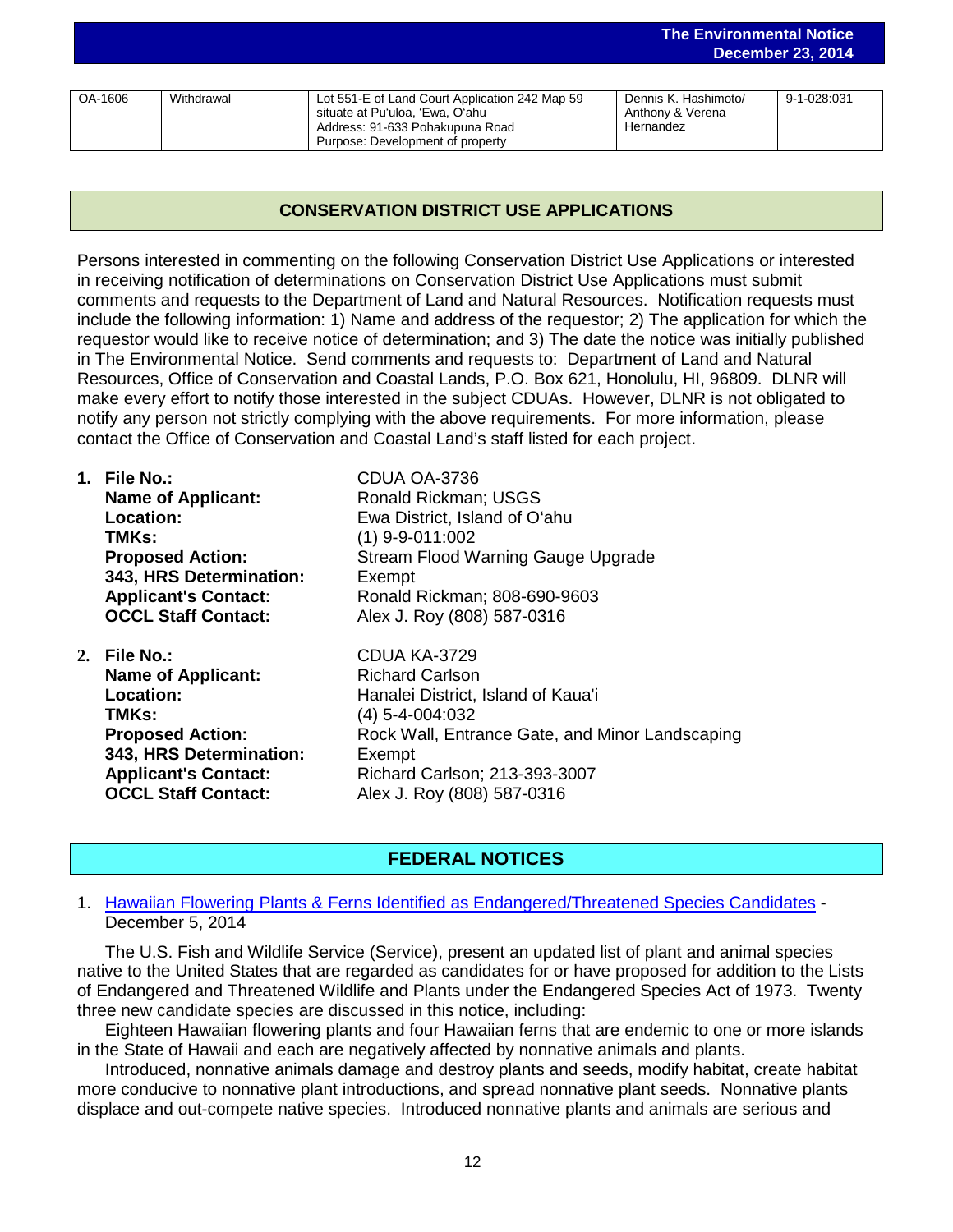| OA-1606 | Withdrawal | Lot 551-E of Land Court Application 242 Map 59 situate at Pu'uloa, 'Ewa, O'ahu<br>Address: 91-633 Pohakupuna Road<br>Purpose: Development of property | Dennis K. Hashimoto/ Anthony & Verena Hernandez | 9-1-028:031 |
|---|---|---|---|---|

## CONSERVATION DISTRICT USE APPLICATIONS

Persons interested in commenting on the following Conservation District Use Applications or interested in receiving notification of determinations on Conservation District Use Applications must submit comments and requests to the Department of Land and Natural Resources. Notification requests must include the following information: 1) Name and address of the requestor; 2) The application for which the requestor would like to receive notice of determination; and 3) The date the notice was initially published in The Environmental Notice. Send comments and requests to: Department of Land and Natural Resources, Office of Conservation and Coastal Lands, P.O. Box 621, Honolulu, HI, 96809. DLNR will make every effort to notify those interested in the subject CDUAs. However, DLNR is not obligated to notify any person not strictly complying with the above requirements. For more information, please contact the Office of Conservation and Coastal Land's staff listed for each project.

1. **File No.:** CDUA OA-3736
   **Name of Applicant:** Ronald Rickman; USGS
   **Location:** Ewa District, Island of O'ahu
   **TMKs:** (1) 9-9-011:002
   **Proposed Action:** Stream Flood Warning Gauge Upgrade
   **343, HRS Determination:** Exempt
   **Applicant's Contact:** Ronald Rickman; 808-690-9603
   **OCCL Staff Contact:** Alex J. Roy (808) 587-0316

2. **File No.:** CDUA KA-3729
   **Name of Applicant:** Richard Carlson
   **Location:** Hanalei District, Island of Kaua'i
   **TMKs:** (4) 5-4-004:032
   **Proposed Action:** Rock Wall, Entrance Gate, and Minor Landscaping
   **343, HRS Determination:** Exempt
   **Applicant's Contact:** Richard Carlson; 213-393-3007
   **OCCL Staff Contact:** Alex J. Roy (808) 587-0316

## FEDERAL NOTICES

1. Hawaiian Flowering Plants & Ferns Identified as Endangered/Threatened Species Candidates - December 5, 2014

   The U.S. Fish and Wildlife Service (Service), present an updated list of plant and animal species native to the United States that are regarded as candidates for or have proposed for addition to the Lists of Endangered and Threatened Wildlife and Plants under the Endangered Species Act of 1973. Twenty three new candidate species are discussed in this notice, including:

   Eighteen Hawaiian flowering plants and four Hawaiian ferns that are endemic to one or more islands in the State of Hawaii and each are negatively affected by nonnative animals and plants.

   Introduced, nonnative animals damage and destroy plants and seeds, modify habitat, create habitat more conducive to nonnative plant introductions, and spread nonnative plant seeds. Nonnative plants displace and out-compete native species. Introduced nonnative plants and animals are serious and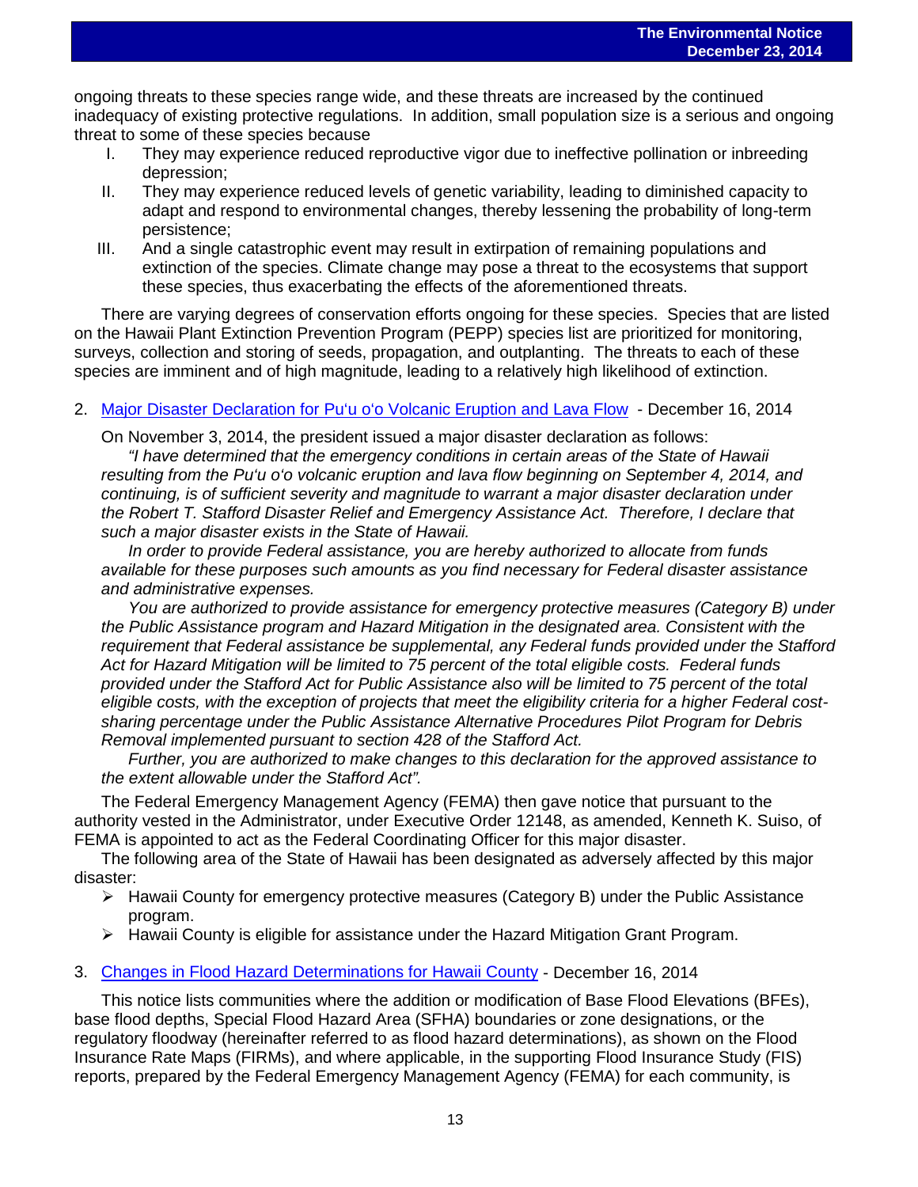ongoing threats to these species range wide, and these threats are increased by the continued inadequacy of existing protective regulations. In addition, small population size is a serious and ongoing threat to some of these species because

I. They may experience reduced reproductive vigor due to ineffective pollination or inbreeding depression;
II. They may experience reduced levels of genetic variability, leading to diminished capacity to adapt and respond to environmental changes, thereby lessening the probability of long-term persistence;
III. And a single catastrophic event may result in extirpation of remaining populations and extinction of the species. Climate change may pose a threat to the ecosystems that support these species, thus exacerbating the effects of the aforementioned threats.

There are varying degrees of conservation efforts ongoing for these species. Species that are listed on the Hawaii Plant Extinction Prevention Program (PEPP) species list are prioritized for monitoring, surveys, collection and storing of seeds, propagation, and outplanting. The threats to each of these species are imminent and of high magnitude, leading to a relatively high likelihood of extinction.

2. Major Disaster Declaration for Pu'u o'o Volcanic Eruption and Lava Flow - December 16, 2014

On November 3, 2014, the president issued a major disaster declaration as follows:

*"I have determined that the emergency conditions in certain areas of the State of Hawaii resulting from the Pu'u o'o volcanic eruption and lava flow beginning on September 4, 2014, and continuing, is of sufficient severity and magnitude to warrant a major disaster declaration under the Robert T. Stafford Disaster Relief and Emergency Assistance Act. Therefore, I declare that such a major disaster exists in the State of Hawaii.*

*In order to provide Federal assistance, you are hereby authorized to allocate from funds available for these purposes such amounts as you find necessary for Federal disaster assistance and administrative expenses.*

*You are authorized to provide assistance for emergency protective measures (Category B) under the Public Assistance program and Hazard Mitigation in the designated area. Consistent with the requirement that Federal assistance be supplemental, any Federal funds provided under the Stafford Act for Hazard Mitigation will be limited to 75 percent of the total eligible costs. Federal funds provided under the Stafford Act for Public Assistance also will be limited to 75 percent of the total eligible costs, with the exception of projects that meet the eligibility criteria for a higher Federal cost-sharing percentage under the Public Assistance Alternative Procedures Pilot Program for Debris Removal implemented pursuant to section 428 of the Stafford Act.*

*Further, you are authorized to make changes to this declaration for the approved assistance to the extent allowable under the Stafford Act".*

The Federal Emergency Management Agency (FEMA) then gave notice that pursuant to the authority vested in the Administrator, under Executive Order 12148, as amended, Kenneth K. Suiso, of FEMA is appointed to act as the Federal Coordinating Officer for this major disaster.

The following area of the State of Hawaii has been designated as adversely affected by this major disaster:

- Hawaii County for emergency protective measures (Category B) under the Public Assistance program.
- Hawaii County is eligible for assistance under the Hazard Mitigation Grant Program.

3. Changes in Flood Hazard Determinations for Hawaii County - December 16, 2014

This notice lists communities where the addition or modification of Base Flood Elevations (BFEs), base flood depths, Special Flood Hazard Area (SFHA) boundaries or zone designations, or the regulatory floodway (hereinafter referred to as flood hazard determinations), as shown on the Flood Insurance Rate Maps (FIRMs), and where applicable, in the supporting Flood Insurance Study (FIS) reports, prepared by the Federal Emergency Management Agency (FEMA) for each community, is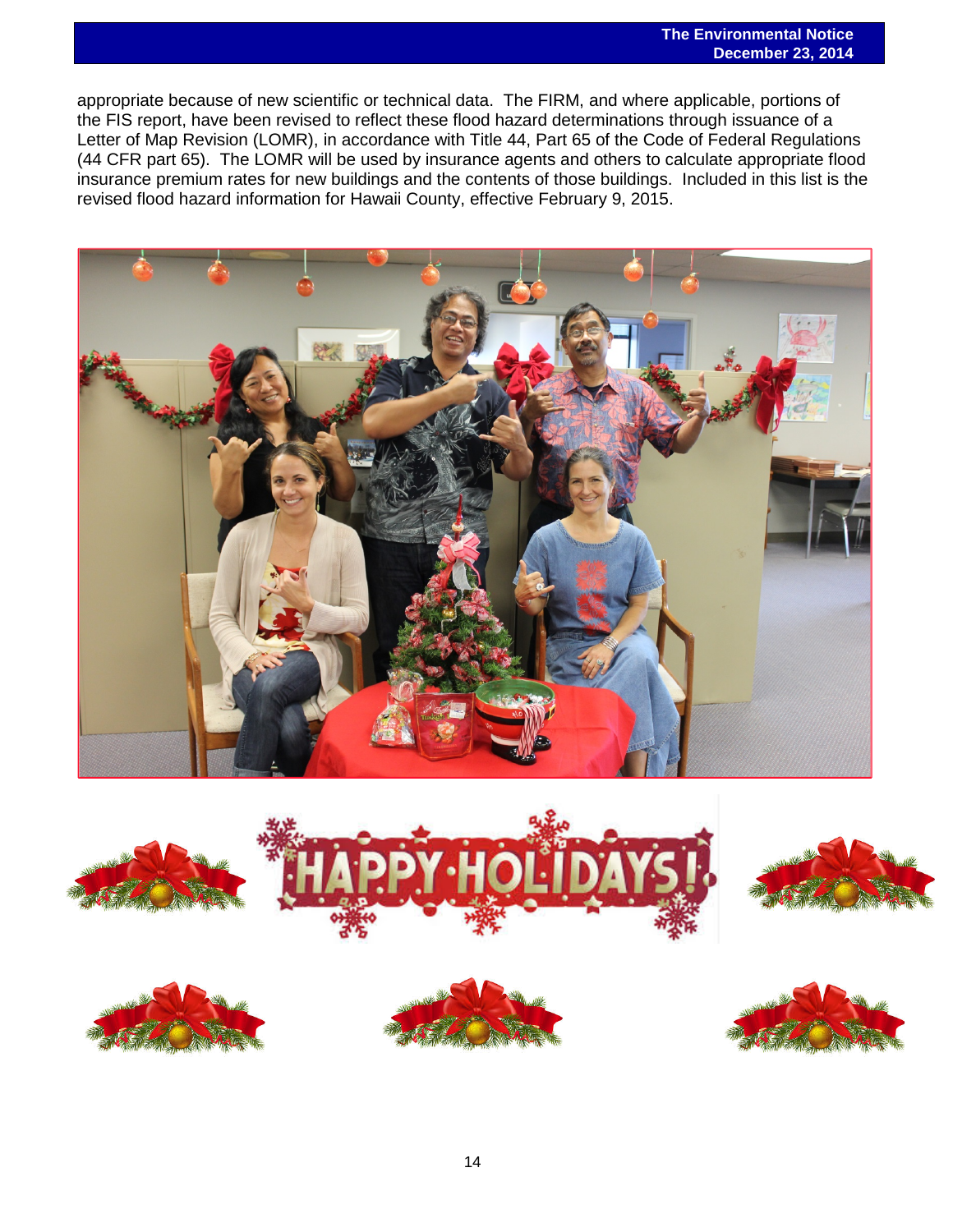appropriate because of new scientific or technical data. The FIRM, and where applicable, portions of the FIS report, have been revised to reflect these flood hazard determinations through issuance of a Letter of Map Revision (LOMR), in accordance with Title 44, Part 65 of the Code of Federal Regulations (44 CFR part 65). The LOMR will be used by insurance agents and others to calculate appropriate flood insurance premium rates for new buildings and the contents of those buildings. Included in this list is the revised flood hazard information for Hawaii County, effective February 9, 2015.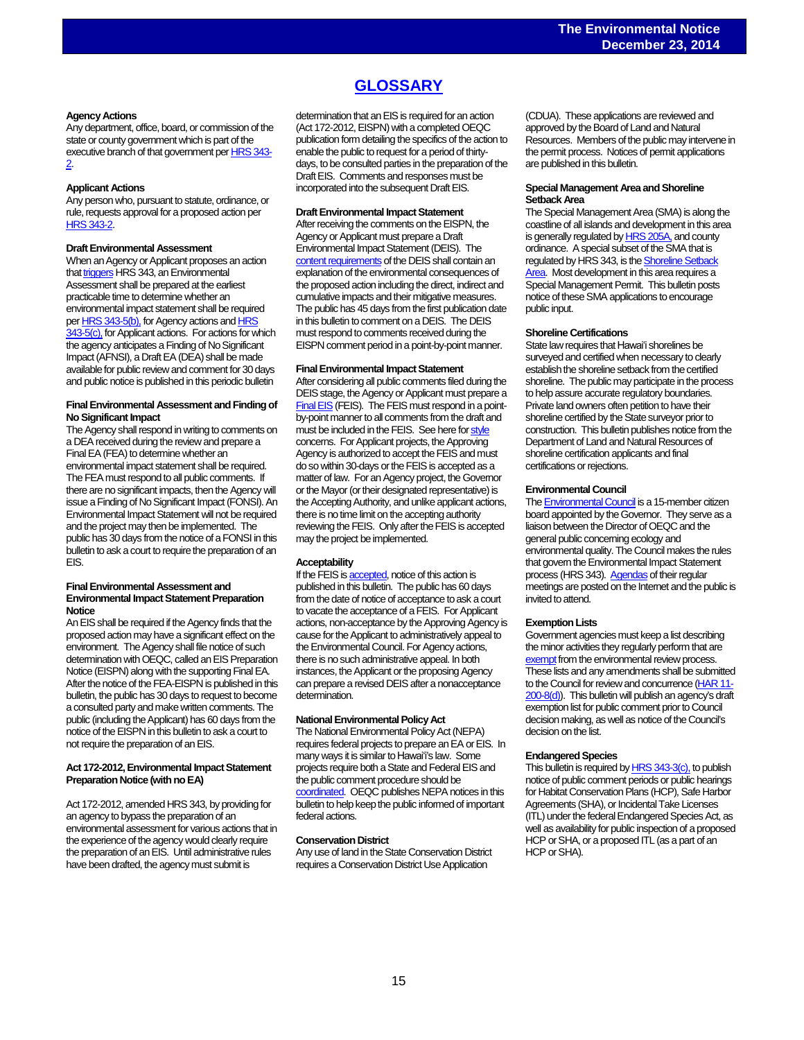# GLOSSARY

### Agency Actions

Any department, office, board, or commission of the state or county government which is part of the executive branch of that government per HRS 343-2.

### Applicant Actions

Any person who, pursuant to statute, ordinance, or rule, requests approval for a proposed action per HRS 343-2.

### Draft Environmental Assessment

When an Agency or Applicant proposes an action that triggers HRS 343, an Environmental Assessment shall be prepared at the earliest practicable time to determine whether an environmental impact statement shall be required per HRS 343-5(b), for Agency actions and HRS 343-5(c), for Applicant actions. For actions for which the agency anticipates a Finding of No Significant Impact (AFNSI), a Draft EA (DEA) shall be made available for public review and comment for 30 days and public notice is published in this periodic bulletin

### Final Environmental Assessment and Finding of No Significant Impact

The Agency shall respond in writing to comments on a DEA received during the review and prepare a Final EA (FEA) to determine whether an environmental impact statement shall be required. The FEA must respond to all public comments. If there are no significant impacts, then the Agency will issue a Finding of No Significant Impact (FONSI). An Environmental Impact Statement will not be required and the project may then be implemented. The public has 30 days from the notice of a FONSI in this bulletin to ask a court to require the preparation of an EIS.

### Final Environmental Assessment and Environmental Impact Statement Preparation Notice

An EIS shall be required if the Agency finds that the proposed action may have a significant effect on the environment. The Agency shall file notice of such determination with OEQC, called an EIS Preparation Notice (EISPN) along with the supporting Final EA. After the notice of the FEA-EISPN is published in this bulletin, the public has 30 days to request to become a consulted party and make written comments. The public (including the Applicant) has 60 days from the notice of the EISPN in this bulletin to ask a court to not require the preparation of an EIS.

### Act 172-2012, Environmental Impact Statement Preparation Notice (with no EA)

Act 172-2012, amended HRS 343, by providing for an agency to bypass the preparation of an environmental assessment for various actions that in the experience of the agency would clearly require the preparation of an EIS. Until administrative rules have been drafted, the agency must submit is determination that an EIS is required for an action (Act 172-2012, EISPN) with a completed OEQC publication form detailing the specifics of the action to enable the public to request for a period of thirty-days, to be consulted parties in the preparation of the Draft EIS. Comments and responses must be incorporated into the subsequent Draft EIS.

### Draft Environmental Impact Statement

After receiving the comments on the EISPN, the Agency or Applicant must prepare a Draft Environmental Impact Statement (DEIS). The content requirements of the DEIS shall contain an explanation of the environmental consequences of the proposed action including the direct, indirect and cumulative impacts and their mitigative measures. The public has 45 days from the first publication date in this bulletin to comment on a DEIS. The DEIS must respond to comments received during the EISPN comment period in a point-by-point manner.

### Final Environmental Impact Statement

After considering all public comments filed during the DEIS stage, the Agency or Applicant must prepare a Final EIS (FEIS). The FEIS must respond in a point-by-point manner to all comments from the draft and must be included in the FEIS. See here for style concerns. For Applicant projects, the Approving Agency is authorized to accept the FEIS and must do so within 30-days or the FEIS is accepted as a matter of law. For an Agency project, the Governor or the Mayor (or their designated representative) is the Accepting Authority, and unlike applicant actions, there is no time limit on the accepting authority reviewing the FEIS. Only after the FEIS is accepted may the project be implemented.

### Acceptability

If the FEIS is accepted, notice of this action is published in this bulletin. The public has 60 days from the date of notice of acceptance to ask a court to vacate the acceptance of a FEIS. For Applicant actions, non-acceptance by the Approving Agency is cause for the Applicant to administratively appeal to the Environmental Council. For Agency actions, there is no such administrative appeal. In both instances, the Applicant or the proposing Agency can prepare a revised DEIS after a nonacceptance determination.

### National Environmental Policy Act

The National Environmental Policy Act (NEPA) requires federal projects to prepare an EA or EIS. In many ways it is similar to Hawai'i's law. Some projects require both a State and Federal EIS and the public comment procedure should be coordinated. OEQC publishes NEPA notices in this bulletin to help keep the public informed of important federal actions.

### Conservation District

Any use of land in the State Conservation District requires a Conservation District Use Application (CDUA). These applications are reviewed and approved by the Board of Land and Natural Resources. Members of the public may intervene in the permit process. Notices of permit applications are published in this bulletin.

### Special Management Area and Shoreline Setback Area

The Special Management Area (SMA) is along the coastline of all islands and development in this area is generally regulated by HRS 205A, and county ordinance. A special subset of the SMA that is regulated by HRS 343, is the Shoreline Setback Area. Most development in this area requires a Special Management Permit. This bulletin posts notice of these SMA applications to encourage public input.

### Shoreline Certifications

State law requires that Hawai'i shorelines be surveyed and certified when necessary to clearly establish the shoreline setback from the certified shoreline. The public may participate in the process to help assure accurate regulatory boundaries. Private land owners often petition to have their shoreline certified by the State surveyor prior to construction. This bulletin publishes notice from the Department of Land and Natural Resources of shoreline certification applicants and final certifications or rejections.

### Environmental Council

The Environmental Council is a 15-member citizen board appointed by the Governor. They serve as a liaison between the Director of OEQC and the general public concerning ecology and environmental quality. The Council makes the rules that govern the Environmental Impact Statement process (HRS 343). Agendas of their regular meetings are posted on the Internet and the public is invited to attend.

### Exemption Lists

Government agencies must keep a list describing the minor activities they regularly perform that are exempt from the environmental review process. These lists and any amendments shall be submitted to the Council for review and concurrence (HAR 11-200-8(d)). This bulletin will publish an agency's draft exemption list for public comment prior to Council decision making, as well as notice of the Council's decision on the list.

### Endangered Species

This bulletin is required by HRS 343-3(c), to publish notice of public comment periods or public hearings for Habitat Conservation Plans (HCP), Safe Harbor Agreements (SHA), or Incidental Take Licenses (ITL) under the federal Endangered Species Act, as well as availability for public inspection of a proposed HCP or SHA, or a proposed ITL (as a part of an HCP or SHA).